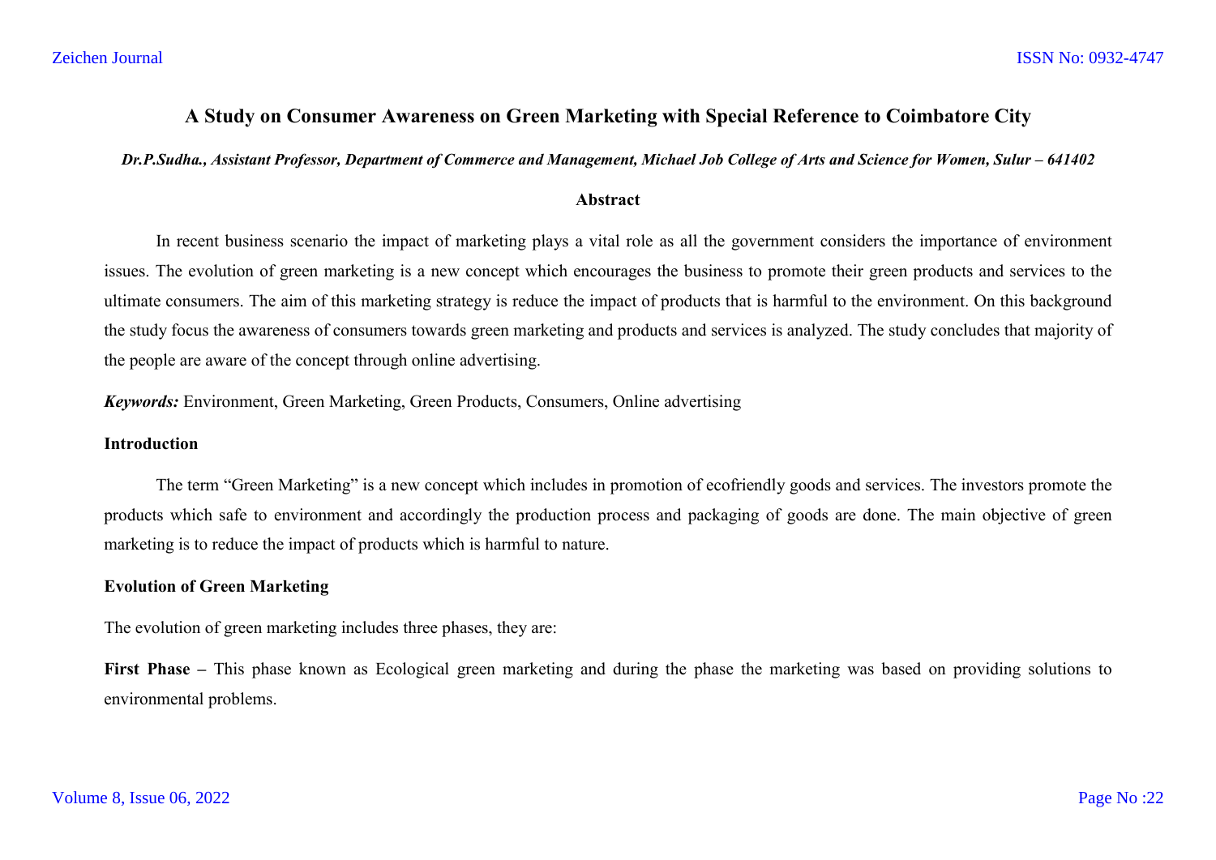# A Study on Consumer Awareness on Green Marketing with Special Reference to Coimbatore City

***Dr.P.Sudha., Assistant Professor, Department of Commerce and Management, Michael Job College of Arts and Science for Women, Sulur – 641402***

## Abstract

In recent business scenario the impact of marketing plays a vital role as all the government considers the importance of environment issues. The evolution of green marketing is a new concept which encourages the business to promote their green products and services to the ultimate consumers. The aim of this marketing strategy is reduce the impact of products that is harmful to the environment. On this background the study focus the awareness of consumers towards green marketing and products and services is analyzed. The study concludes that majority of the people are aware of the concept through online advertising.

***Keywords:*** Environment, Green Marketing, Green Products, Consumers, Online advertising

## Introduction

The term "Green Marketing" is a new concept which includes in promotion of ecofriendly goods and services. The investors promote the products which safe to environment and accordingly the production process and packaging of goods are done. The main objective of green marketing is to reduce the impact of products which is harmful to nature.

## Evolution of Green Marketing

The evolution of green marketing includes three phases, they are:

**First Phase –** This phase known as Ecological green marketing and during the phase the marketing was based on providing solutions to environmental problems.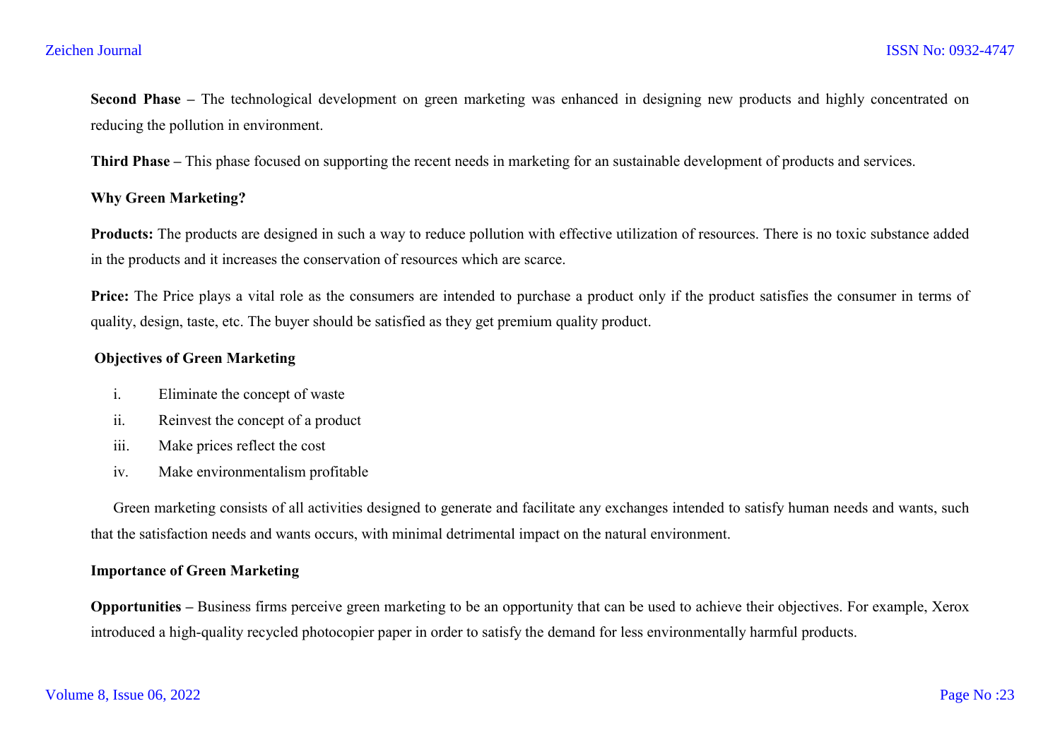**Second Phase –** The technological development on green marketing was enhanced in designing new products and highly concentrated on reducing the pollution in environment.

**Third Phase –** This phase focused on supporting the recent needs in marketing for an sustainable development of products and services.

**Why Green Marketing?**

**Products:** The products are designed in such a way to reduce pollution with effective utilization of resources. There is no toxic substance added in the products and it increases the conservation of resources which are scarce.

**Price:** The Price plays a vital role as the consumers are intended to purchase a product only if the product satisfies the consumer in terms of quality, design, taste, etc. The buyer should be satisfied as they get premium quality product.

**Objectives of Green Marketing**

i. Eliminate the concept of waste
ii. Reinvest the concept of a product
iii. Make prices reflect the cost
iv. Make environmentalism profitable

Green marketing consists of all activities designed to generate and facilitate any exchanges intended to satisfy human needs and wants, such that the satisfaction needs and wants occurs, with minimal detrimental impact on the natural environment.

**Importance of Green Marketing**

**Opportunities –** Business firms perceive green marketing to be an opportunity that can be used to achieve their objectives. For example, Xerox introduced a high-quality recycled photocopier paper in order to satisfy the demand for less environmentally harmful products.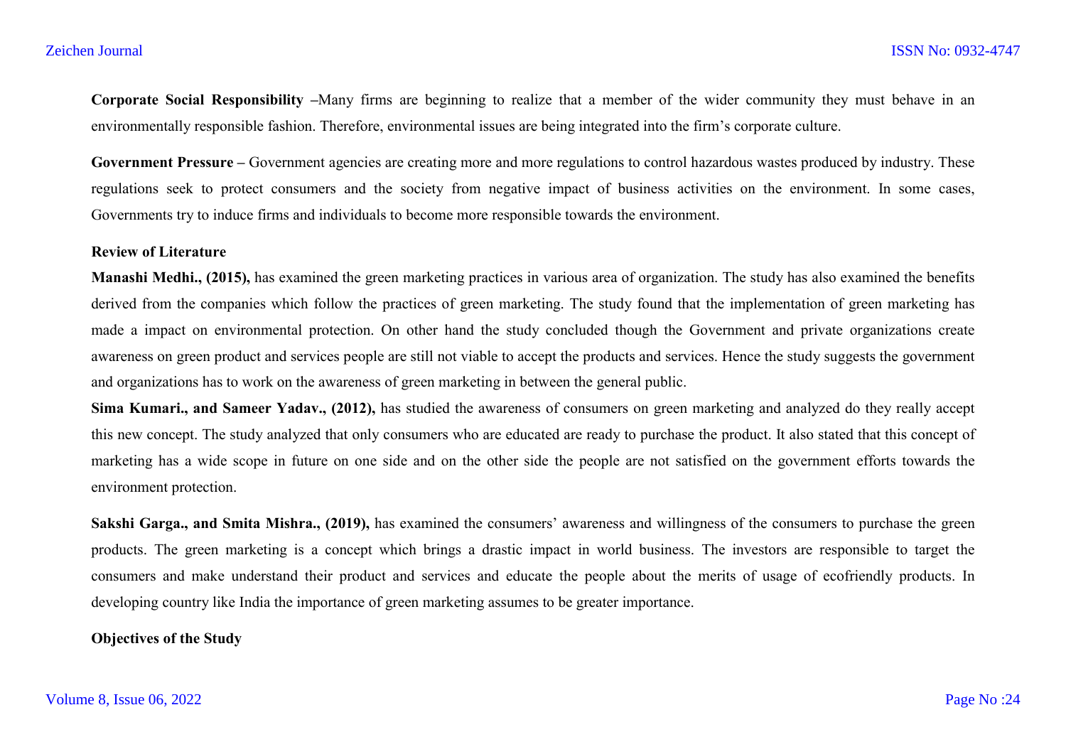**Corporate Social Responsibility –**Many firms are beginning to realize that a member of the wider community they must behave in an environmentally responsible fashion. Therefore, environmental issues are being integrated into the firm's corporate culture.

**Government Pressure –** Government agencies are creating more and more regulations to control hazardous wastes produced by industry. These regulations seek to protect consumers and the society from negative impact of business activities on the environment. In some cases, Governments try to induce firms and individuals to become more responsible towards the environment.

**Review of Literature**

**Manashi Medhi., (2015),** has examined the green marketing practices in various area of organization. The study has also examined the benefits derived from the companies which follow the practices of green marketing. The study found that the implementation of green marketing has made a impact on environmental protection. On other hand the study concluded though the Government and private organizations create awareness on green product and services people are still not viable to accept the products and services. Hence the study suggests the government and organizations has to work on the awareness of green marketing in between the general public.

**Sima Kumari., and Sameer Yadav., (2012),** has studied the awareness of consumers on green marketing and analyzed do they really accept this new concept. The study analyzed that only consumers who are educated are ready to purchase the product. It also stated that this concept of marketing has a wide scope in future on one side and on the other side the people are not satisfied on the government efforts towards the environment protection.

**Sakshi Garga., and Smita Mishra., (2019),** has examined the consumers' awareness and willingness of the consumers to purchase the green products. The green marketing is a concept which brings a drastic impact in world business. The investors are responsible to target the consumers and make understand their product and services and educate the people about the merits of usage of ecofriendly products. In developing country like India the importance of green marketing assumes to be greater importance.

**Objectives of the Study**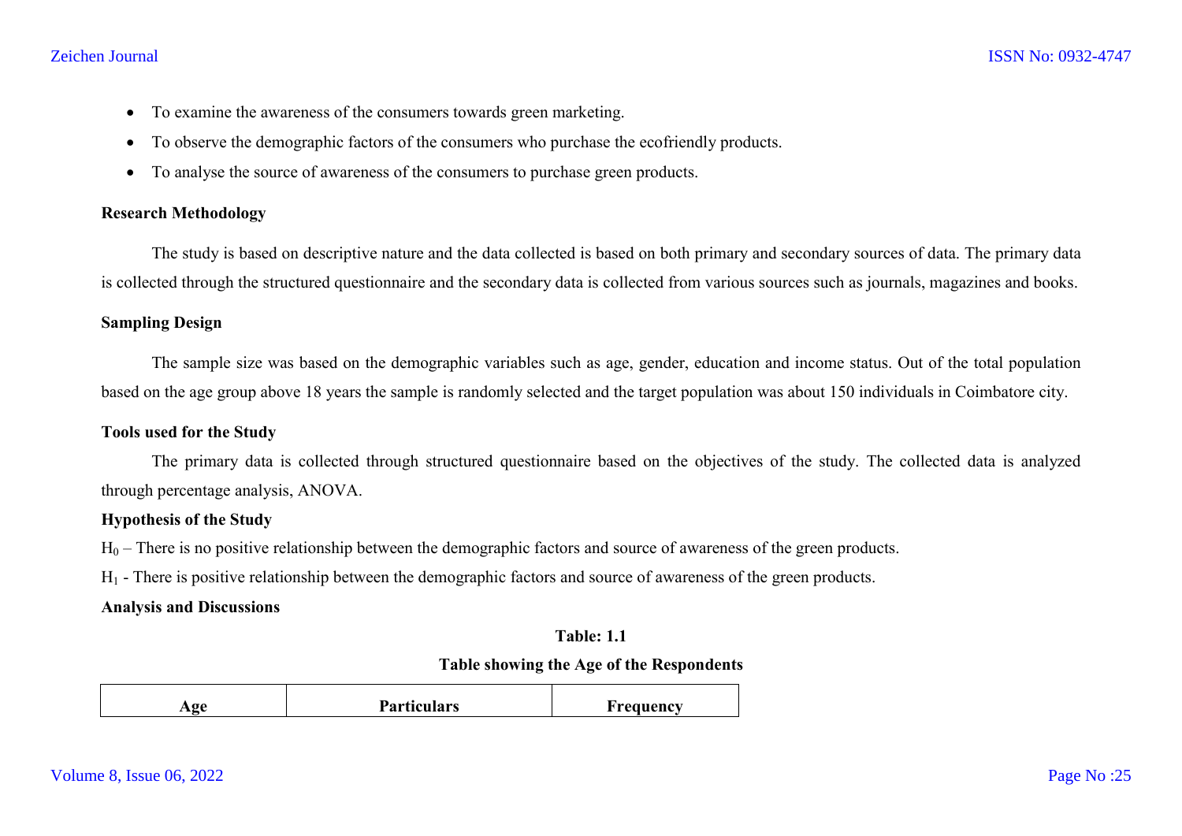- To examine the awareness of the consumers towards green marketing.
- To observe the demographic factors of the consumers who purchase the ecofriendly products.
- To analyse the source of awareness of the consumers to purchase green products.

**Research Methodology**

The study is based on descriptive nature and the data collected is based on both primary and secondary sources of data. The primary data is collected through the structured questionnaire and the secondary data is collected from various sources such as journals, magazines and books.

**Sampling Design**

The sample size was based on the demographic variables such as age, gender, education and income status. Out of the total population based on the age group above 18 years the sample is randomly selected and the target population was about 150 individuals in Coimbatore city.

**Tools used for the Study**

The primary data is collected through structured questionnaire based on the objectives of the study. The collected data is analyzed through percentage analysis, ANOVA.

**Hypothesis of the Study**

$H_0$ – There is no positive relationship between the demographic factors and source of awareness of the green products.

$H_1$ - There is positive relationship between the demographic factors and source of awareness of the green products.

**Analysis and Discussions**

**Table: 1.1**

**Table showing the Age of the Respondents**

| Age | Particulars | Frequency |
|---|---|---|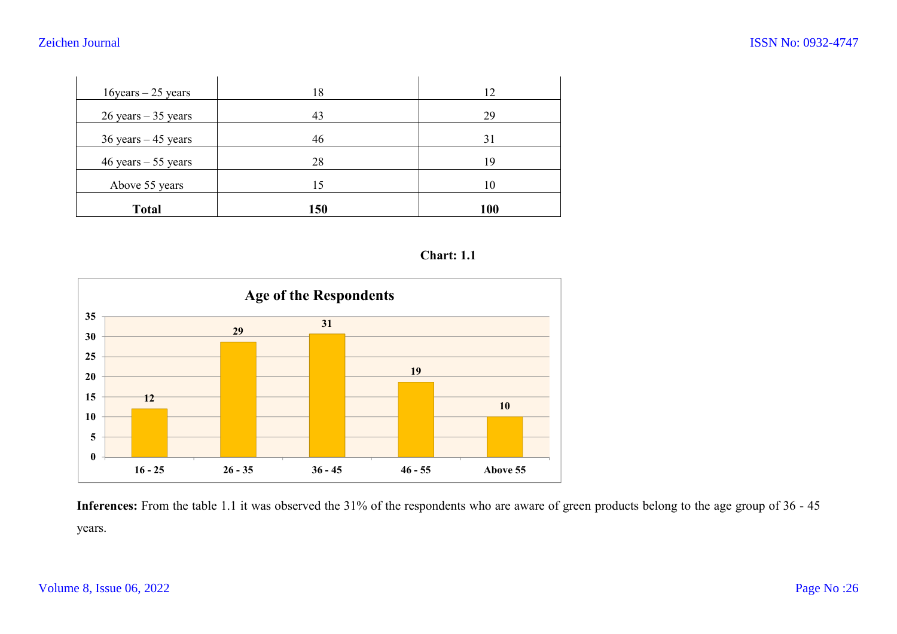| 16years – 25 years | 18 | 12 |
|---|---|---|
| 26 years – 35 years | 43 | 29 |
| 36 years – 45 years | 46 | 31 |
| 46 years – 55 years | 28 | 19 |
| Above 55 years | 15 | 10 |
| **Total** | **150** | **100** |

**Chart: 1.1**

**Age of the Respondents**

**Inferences:** From the table 1.1 it was observed the 31% of the respondents who are aware of green products belong to the age group of 36 - 45 years.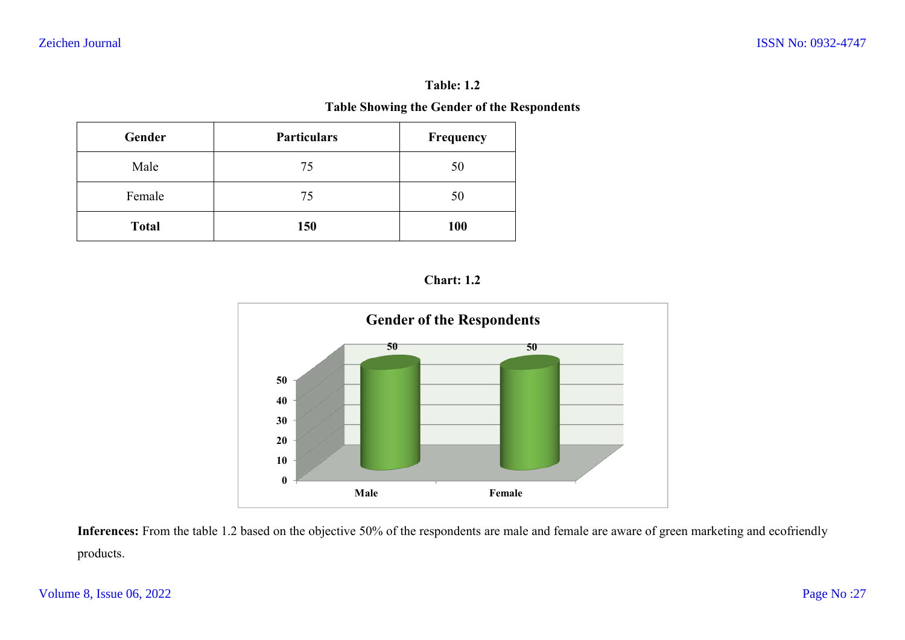**Table: 1.2**

**Table Showing the Gender of the Respondents**

| Gender | Particulars | Frequency |
|---|---|---|
| Male | 75 | 50 |
| Female | 75 | 50 |
| **Total** | **150** | **100** |

**Chart: 1.2**

**Gender of the Respondents**

**Inferences:** From the table 1.2 based on the objective 50% of the respondents are male and female are aware of green marketing and ecofriendly products.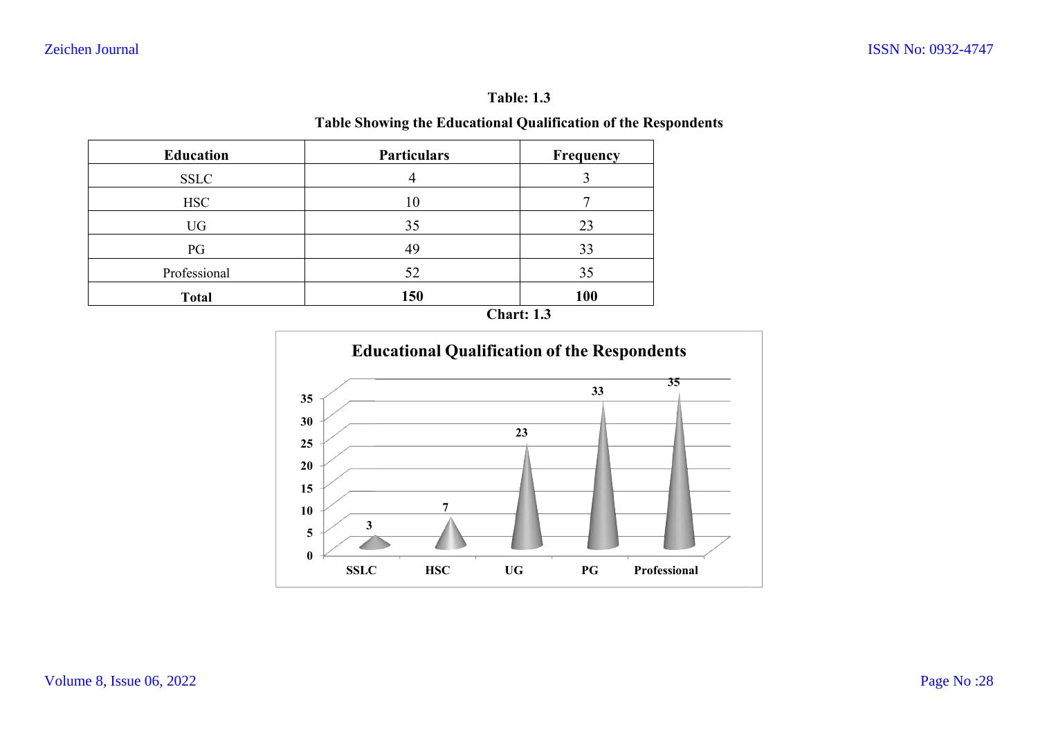**Table: 1.3**

**Table Showing the Educational Qualification of the Respondents**

| Education | Particulars | Frequency |
|---|---|---|
| SSLC | 4 | 3 |
| HSC | 10 | 7 |
| UG | 35 | 23 |
| PG | 49 | 33 |
| Professional | 52 | 35 |
| **Total** | **150** | **100** |

**Chart: 1.3**

**Educational Qualification of the Respondents**

| Education | Value |
|---|---|
| SSLC | 3 |
| HSC | 7 |
| UG | 23 |
| PG | 33 |
| Professional | 35 |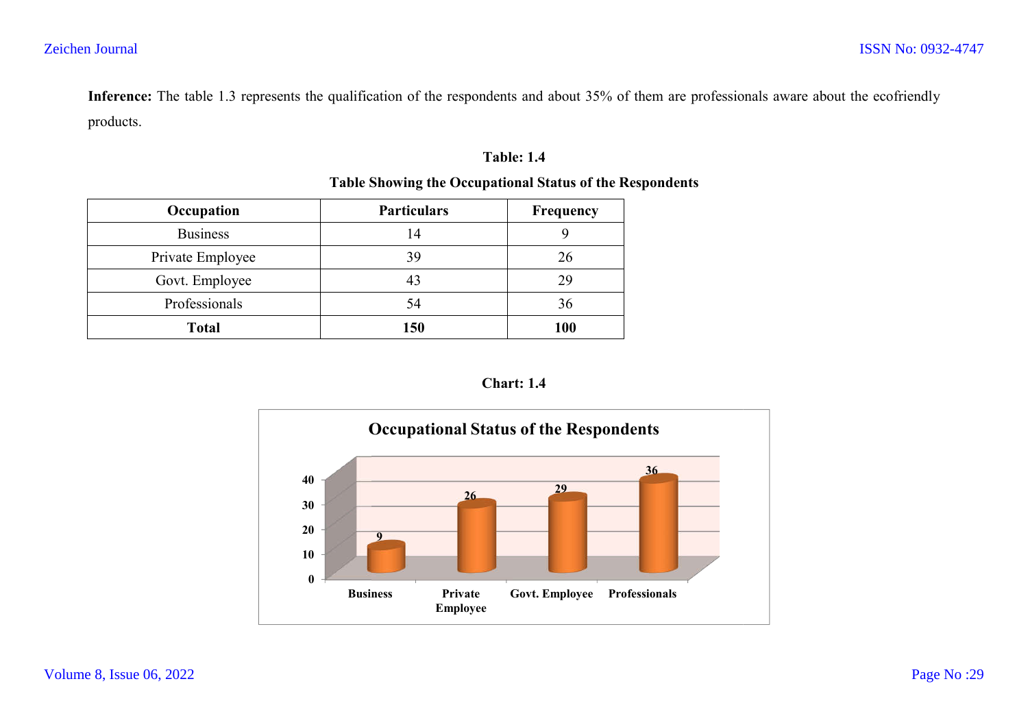**Inference:** The table 1.3 represents the qualification of the respondents and about 35% of them are professionals aware about the ecofriendly products.

**Table: 1.4**

**Table Showing the Occupational Status of the Respondents**

| Occupation | Particulars | Frequency |
|---|---|---|
| Business | 14 | 9 |
| Private Employee | 39 | 26 |
| Govt. Employee | 43 | 29 |
| Professionals | 54 | 36 |
| **Total** | **150** | **100** |

**Chart: 1.4**

**Occupational Status of the Respondents**

| Occupation | Value |
|---|---|
| Business | 9 |
| Private Employee | 26 |
| Govt. Employee | 29 |
| Professionals | 36 |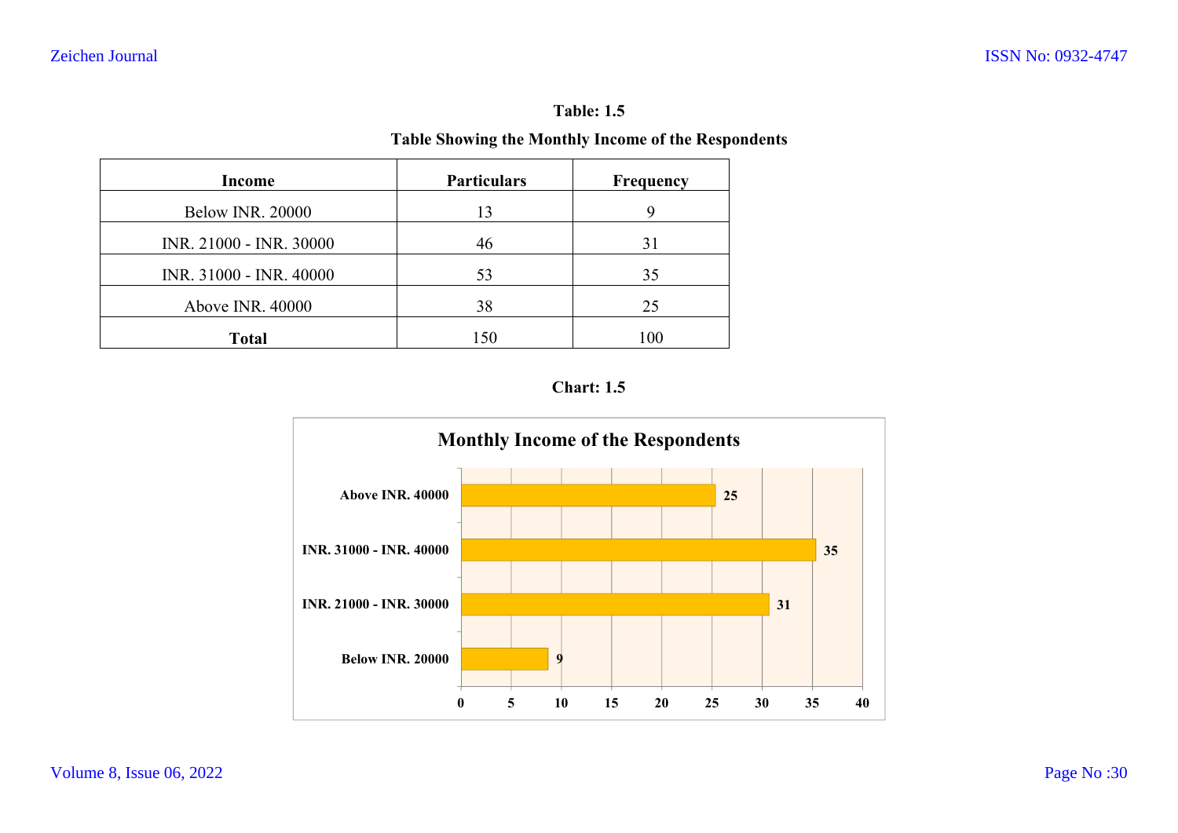**Table: 1.5**

**Table Showing the Monthly Income of the Respondents**

| Income | Particulars | Frequency |
|---|---|---|
| Below INR. 20000 | 13 | 9 |
| INR. 21000 - INR. 30000 | 46 | 31 |
| INR. 31000 - INR. 40000 | 53 | 35 |
| Above INR. 40000 | 38 | 25 |
| **Total** | 150 | 100 |

**Chart: 1.5**

**Monthly Income of the Respondents**

| Income | Frequency |
|---|---|
| Above INR. 40000 | 25 |
| INR. 31000 - INR. 40000 | 35 |
| INR. 21000 - INR. 30000 | 31 |
| Below INR. 20000 | 9 |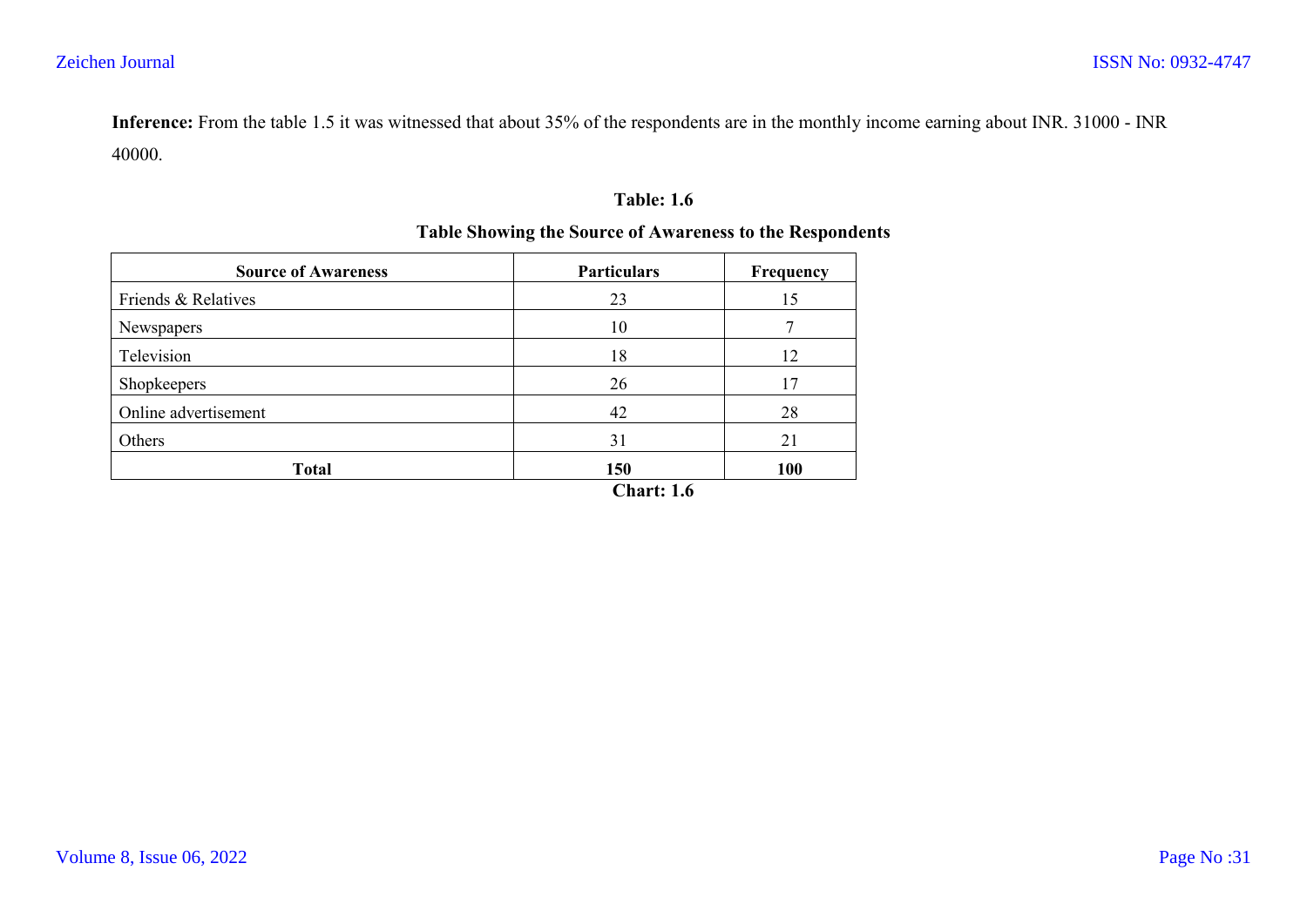**Inference:** From the table 1.5 it was witnessed that about 35% of the respondents are in the monthly income earning about INR. 31000 - INR 40000.

**Table: 1.6**

**Table Showing the Source of Awareness to the Respondents**

| **Source of Awareness** | **Particulars** | **Frequency** |
|---|---|---|
| Friends & Relatives | 23 | 15 |
| Newspapers | 10 | 7 |
| Television | 18 | 12 |
| Shopkeepers | 26 | 17 |
| Online advertisement | 42 | 28 |
| Others | 31 | 21 |
| **Total** | **150** | **100** |

**Chart: 1.6**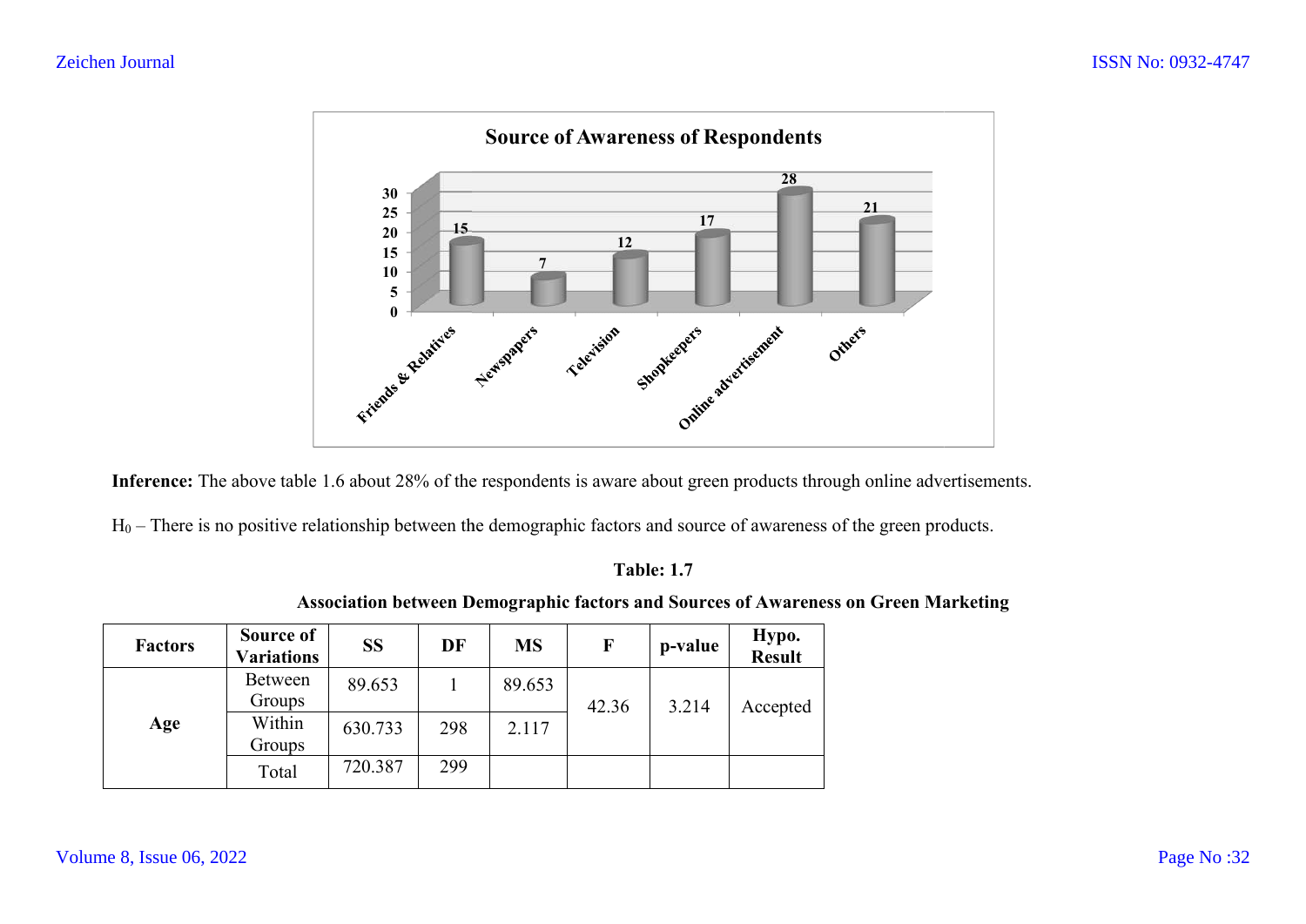**Inference:** The above table 1.6 about 28% of the respondents is aware about green products through online advertisements.

$H_0$ – There is no positive relationship between the demographic factors and source of awareness of the green products.

**Table: 1.7**

**Association between Demographic factors and Sources of Awareness on Green Marketing**

| Factors | Source of Variations | SS | DF | MS | F | p-value | Hypo. Result |
|---|---|---|---|---|---|---|---|
| Age | Between Groups | 89.653 | 1 | 89.653 | 42.36 | 3.214 | Accepted |
| | Within Groups | 630.733 | 298 | 2.117 | | | |
| | Total | 720.387 | 299 | | | | |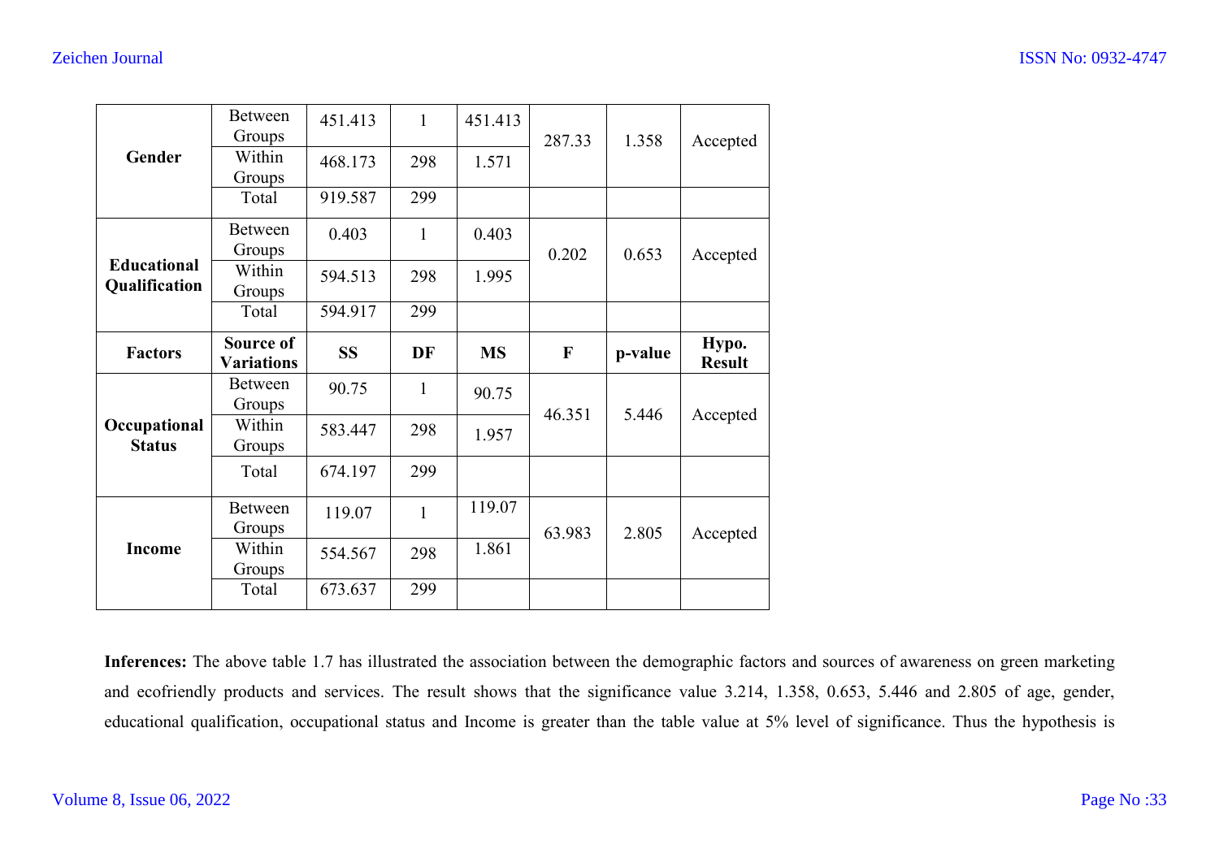| Factors | Source of Variations | SS | DF | MS | F | p-value | Hypo. Result |
|---|---|---|---|---|---|---|---|
| **Gender** | Between Groups | 451.413 | 1 | 451.413 | 287.33 | 1.358 | Accepted |
| | Within Groups | 468.173 | 298 | 1.571 | | | |
| | Total | 919.587 | 299 | | | | |
| **Educational Qualification** | Between Groups | 0.403 | 1 | 0.403 | 0.202 | 0.653 | Accepted |
| | Within Groups | 594.513 | 298 | 1.995 | | | |
| | Total | 594.917 | 299 | | | | |
| **Occupational Status** | Between Groups | 90.75 | 1 | 90.75 | 46.351 | 5.446 | Accepted |
| | Within Groups | 583.447 | 298 | 1.957 | | | |
| | Total | 674.197 | 299 | | | | |
| **Income** | Between Groups | 119.07 | 1 | 119.07 | 63.983 | 2.805 | Accepted |
| | Within Groups | 554.567 | 298 | 1.861 | | | |
| | Total | 673.637 | 299 | | | | |

**Inferences:** The above table 1.7 has illustrated the association between the demographic factors and sources of awareness on green marketing and ecofriendly products and services. The result shows that the significance value 3.214, 1.358, 0.653, 5.446 and 2.805 of age, gender, educational qualification, occupational status and Income is greater than the table value at 5% level of significance. Thus the hypothesis is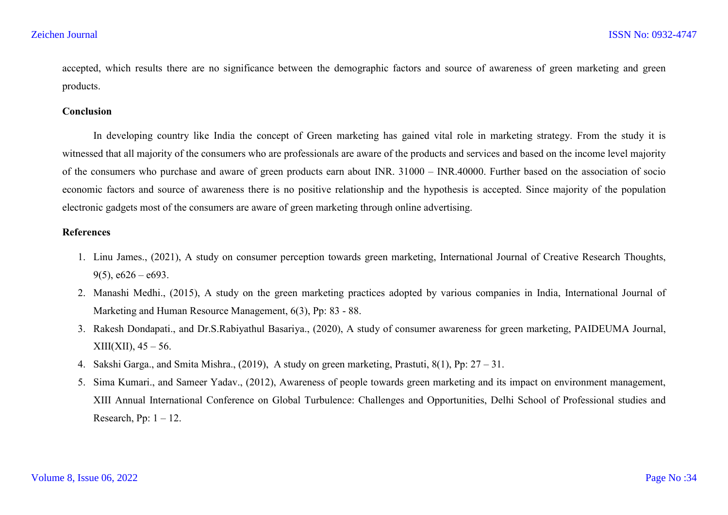accepted, which results there are no significance between the demographic factors and source of awareness of green marketing and green products.

## Conclusion

In developing country like India the concept of Green marketing has gained vital role in marketing strategy. From the study it is witnessed that all majority of the consumers who are professionals are aware of the products and services and based on the income level majority of the consumers who purchase and aware of green products earn about INR. 31000 – INR.40000. Further based on the association of socio economic factors and source of awareness there is no positive relationship and the hypothesis is accepted. Since majority of the population electronic gadgets most of the consumers are aware of green marketing through online advertising.

## References

1. Linu James., (2021), A study on consumer perception towards green marketing, International Journal of Creative Research Thoughts, 9(5), e626 – e693.
2. Manashi Medhi., (2015), A study on the green marketing practices adopted by various companies in India, International Journal of Marketing and Human Resource Management, 6(3), Pp: 83 - 88.
3. Rakesh Dondapati., and Dr.S.Rabiyathul Basariya., (2020), A study of consumer awareness for green marketing, PAIDEUMA Journal, XIII(XII), 45 – 56.
4. Sakshi Garga., and Smita Mishra., (2019), A study on green marketing, Prastuti, 8(1), Pp: 27 – 31.
5. Sima Kumari., and Sameer Yadav., (2012), Awareness of people towards green marketing and its impact on environment management, XIII Annual International Conference on Global Turbulence: Challenges and Opportunities, Delhi School of Professional studies and Research, Pp: 1 – 12.